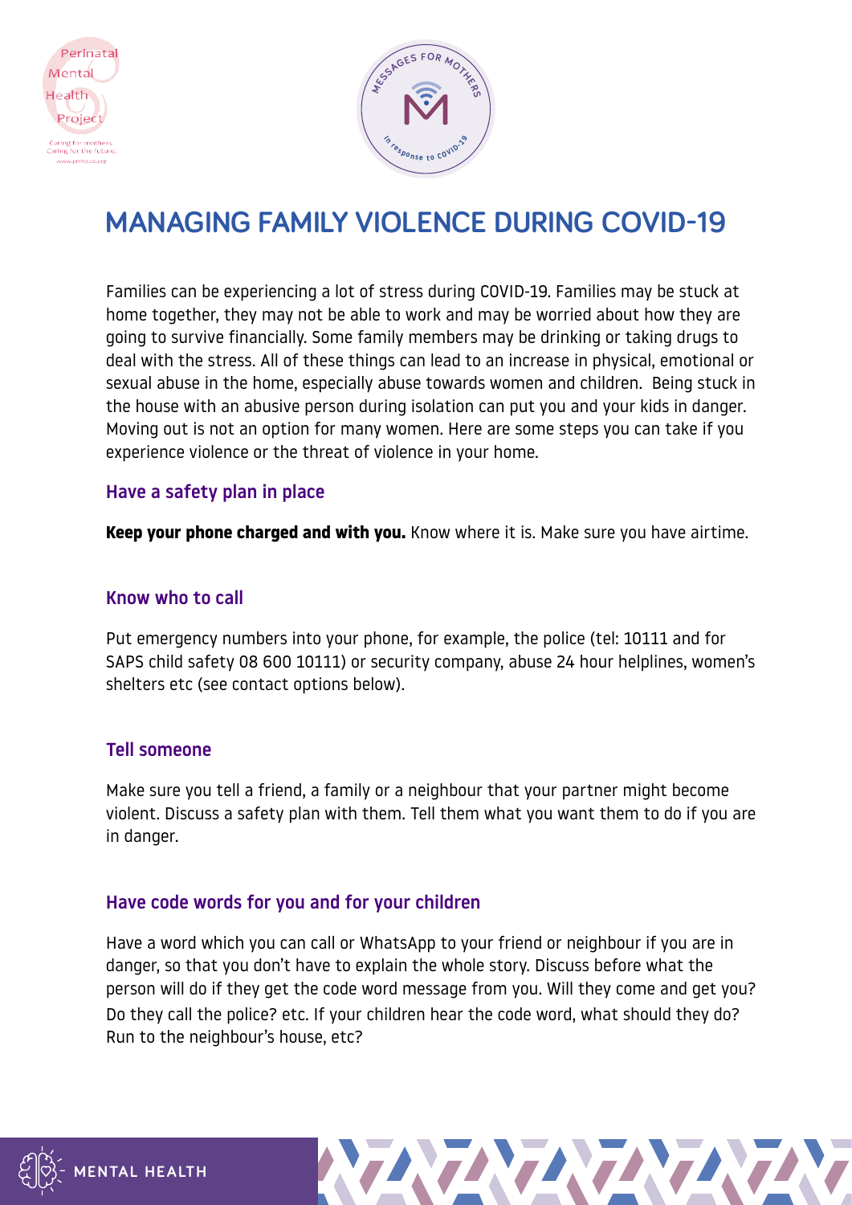# MANAGING FAMILY VIOLENCE DURING COVID-19

Families can be experiencing a lot of stress during COVID-19. Families may be stuck at home together, they may not be able to work and may be worried about how they are going to survive financially. Some family members may be drinking or taking drugs to deal with the stress. All of these things can lead to an increase in physical, emotional or sexual abuse in the home, especially abuse towards women and children. Being stuck in the house with an abusive person during isolation can put you and your kids in danger. Moving out is not an option for many women. Here are some steps you can take if you experience violence or the threat of violence in your home.

### Have a safety plan in place

**Keep your phone charged and with you.** Know where it is. Make sure you have airtime.

### Know who to call

Put emergency numbers into your phone, for example, the police (tel: 10111 and for SAPS child safety 08 600 10111) or security company, abuse 24 hour helplines, women's shelters etc (see contact options below).

### Tell someone

Make sure you tell a friend, a family or a neighbour that your partner might become violent. Discuss a safety plan with them. Tell them what you want them to do if you are in danger.

### Have code words for you and for your children

Have a word which you can call or WhatsApp to your friend or neighbour if you are in danger, so that you don't have to explain the whole story. Discuss before what the person will do if they get the code word message from you. Will they come and get you? Do they call the police? etc. If your children hear the code word, what should they do? Run to the neighbour's house, etc?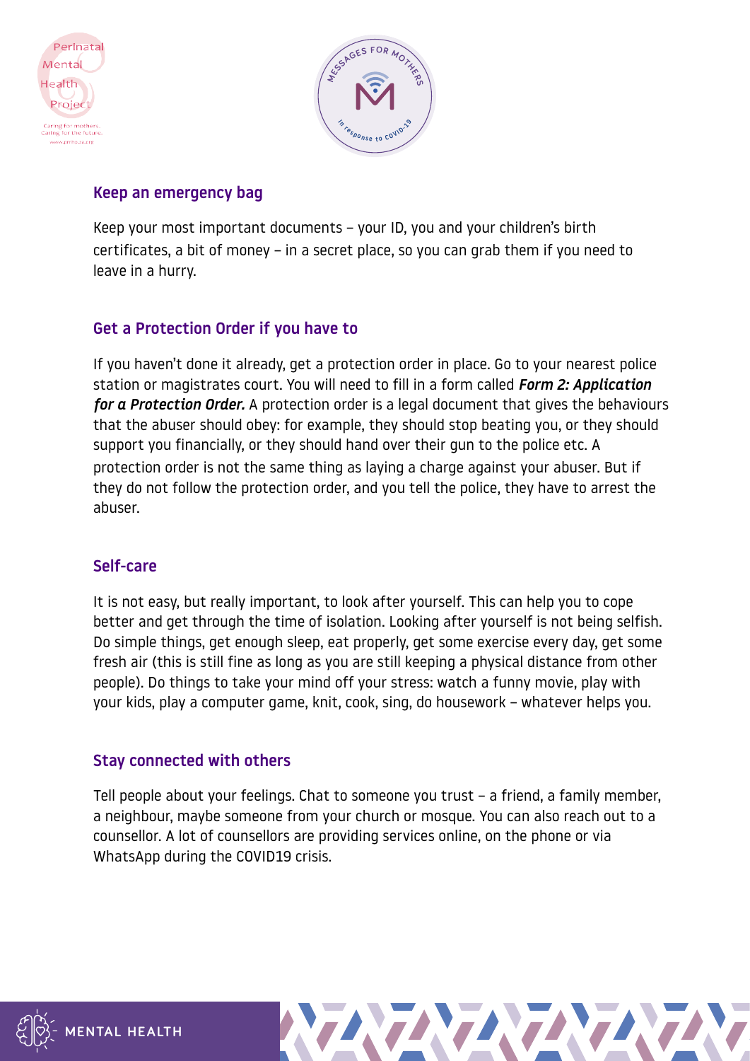## Keep an emergency bag

Keep your most important documents – your ID, you and your children's birth certificates, a bit of money – in a secret place, so you can grab them if you need to leave in a hurry.

## Get a Protection Order if you have to

If you haven't done it already, get a protection order in place. Go to your nearest police station or magistrates court. You will need to fill in a form called ***Form 2: Application for a Protection Order.*** A protection order is a legal document that gives the behaviours that the abuser should obey: for example, they should stop beating you, or they should support you financially, or they should hand over their gun to the police etc. A protection order is not the same thing as laying a charge against your abuser. But if they do not follow the protection order, and you tell the police, they have to arrest the abuser.

## Self-care

It is not easy, but really important, to look after yourself. This can help you to cope better and get through the time of isolation. Looking after yourself is not being selfish. Do simple things, get enough sleep, eat properly, get some exercise every day, get some fresh air (this is still fine as long as you are still keeping a physical distance from other people). Do things to take your mind off your stress: watch a funny movie, play with your kids, play a computer game, knit, cook, sing, do housework – whatever helps you.

## Stay connected with others

Tell people about your feelings. Chat to someone you trust – a friend, a family member, a neighbour, maybe someone from your church or mosque. You can also reach out to a counsellor. A lot of counsellors are providing services online, on the phone or via WhatsApp during the COVID19 crisis.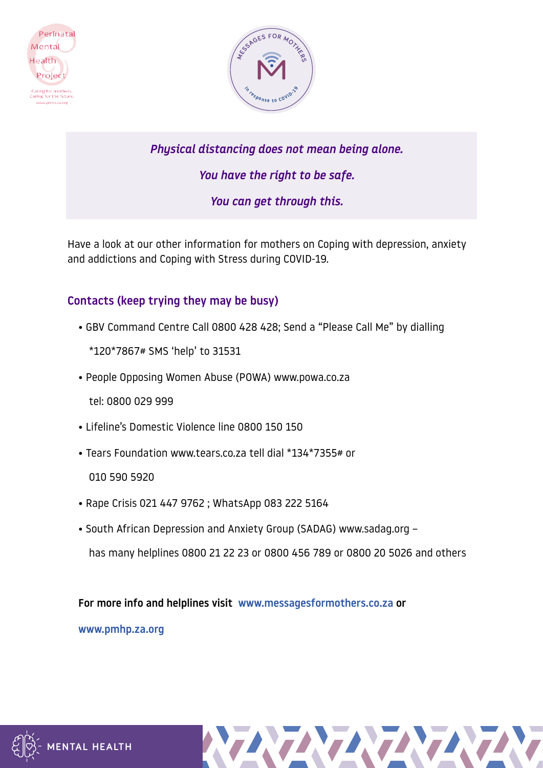*Physical distancing does not mean being alone.*

*You have the right to be safe.*

*You can get through this.*

Have a look at our other information for mothers on Coping with depression, anxiety and addictions and Coping with Stress during COVID-19.

## Contacts (keep trying they may be busy)

- GBV Command Centre Call 0800 428 428; Send a "Please Call Me" by dialling *120*7867# SMS 'help' to 31531
- People Opposing Women Abuse (POWA) www.powa.co.za tel: 0800 029 999
- Lifeline's Domestic Violence line 0800 150 150
- Tears Foundation www.tears.co.za tell dial *134*7355# or 010 590 5920
- Rape Crisis 021 447 9762 ; WhatsApp 083 222 5164
- South African Depression and Anxiety Group (SADAG) www.sadag.org – has many helplines 0800 21 22 23 or 0800 456 789 or 0800 20 5026 and others

**For more info and helplines visit www.messagesformothers.co.za or www.pmhp.za.org**

MENTAL HEALTH